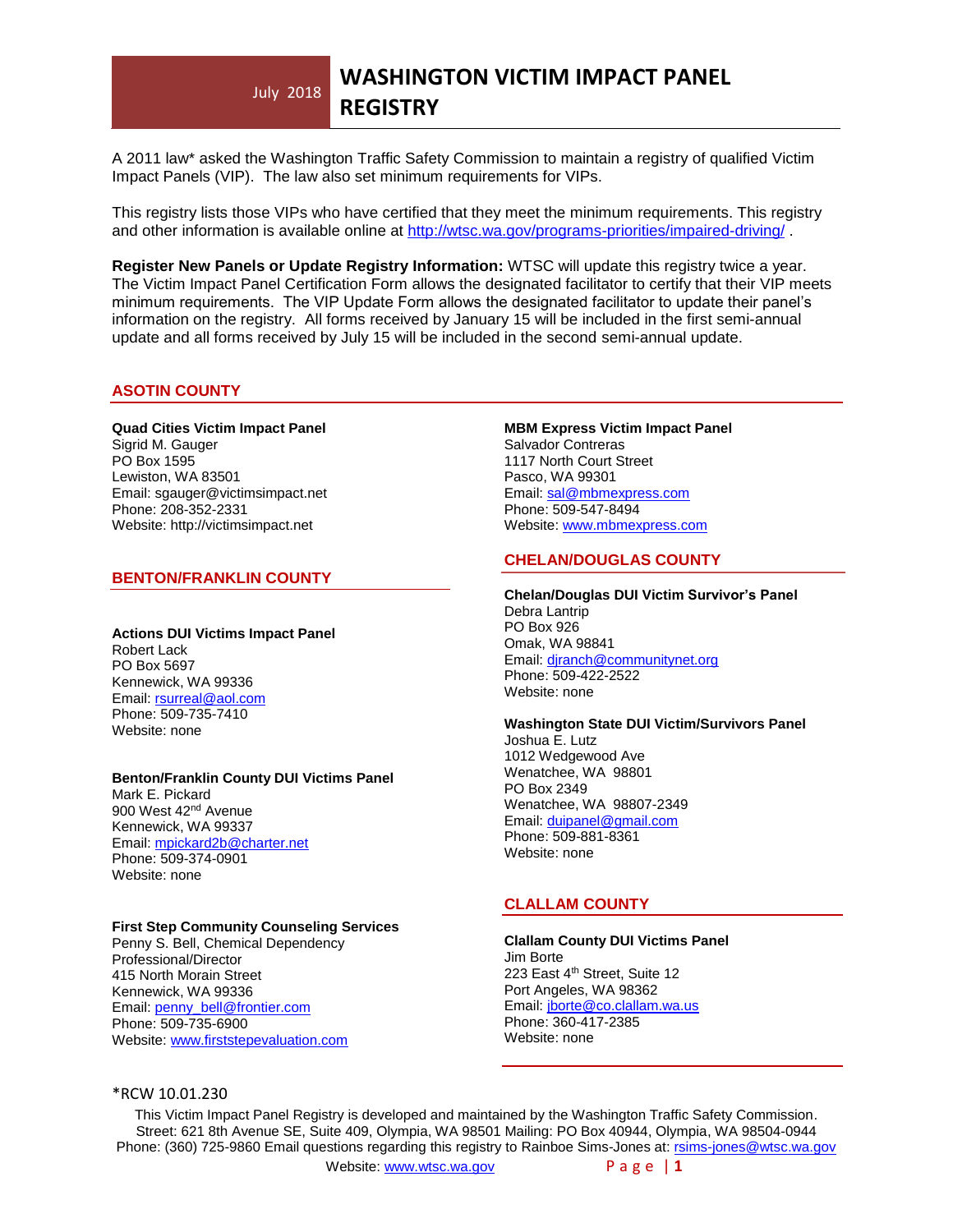July 2018

# WASHINGTON VICTIM IMPACT PANEL REGISTRY

A 2011 law* asked the Washington Traffic Safety Commission to maintain a registry of qualified Victim Impact Panels (VIP). The law also set minimum requirements for VIPs.

This registry lists those VIPs who have certified that they meet the minimum requirements. This registry and other information is available online at http://wtsc.wa.gov/programs-priorities/impaired-driving/ .

**Register New Panels or Update Registry Information:** WTSC will update this registry twice a year. The Victim Impact Panel Certification Form allows the designated facilitator to certify that their VIP meets minimum requirements. The VIP Update Form allows the designated facilitator to update their panel's information on the registry. All forms received by January 15 will be included in the first semi-annual update and all forms received by July 15 will be included in the second semi-annual update.

## ASOTIN COUNTY

**Quad Cities Victim Impact Panel**
Sigrid M. Gauger
PO Box 1595
Lewiston, WA 83501
Email: sgauger@victimsimpact.net
Phone: 208-352-2331
Website: http://victimsimpact.net

## BENTON/FRANKLIN COUNTY

**Actions DUI Victims Impact Panel**
Robert Lack
PO Box 5697
Kennewick, WA 99336
Email: rsurreal@aol.com
Phone: 509-735-7410
Website: none

**Benton/Franklin County DUI Victims Panel**
Mark E. Pickard
900 West 42nd Avenue
Kennewick, WA 99337
Email: mpickard2b@charter.net
Phone: 509-374-0901
Website: none

**First Step Community Counseling Services**
Penny S. Bell, Chemical Dependency Professional/Director
415 North Morain Street
Kennewick, WA 99336
Email: penny_bell@frontier.com
Phone: 509-735-6900
Website: www.firststepevaluation.com

**MBM Express Victim Impact Panel**
Salvador Contreras
1117 North Court Street
Pasco, WA 99301
Email: sal@mbmexpress.com
Phone: 509-547-8494
Website: www.mbmexpress.com

## CHELAN/DOUGLAS COUNTY

**Chelan/Douglas DUI Victim Survivor's Panel**
Debra Lantrip
PO Box 926
Omak, WA 98841
Email: djranch@communitynet.org
Phone: 509-422-2522
Website: none

**Washington State DUI Victim/Survivors Panel**
Joshua E. Lutz
1012 Wedgewood Ave
Wenatchee, WA 98801
PO Box 2349
Wenatchee, WA 98807-2349
Email: duipanel@gmail.com
Phone: 509-881-8361
Website: none

## CLALLAM COUNTY

**Clallam County DUI Victims Panel**
Jim Borte
223 East 4th Street, Suite 12
Port Angeles, WA 98362
Email: jborte@co.clallam.wa.us
Phone: 360-417-2385
Website: none

*RCW 10.01.230

This Victim Impact Panel Registry is developed and maintained by the Washington Traffic Safety Commission. Street: 621 8th Avenue SE, Suite 409, Olympia, WA 98501 Mailing: PO Box 40944, Olympia, WA 98504-0944 Phone: (360) 725-9860 Email questions regarding this registry to Rainboe Sims-Jones at: rsims-jones@wtsc.wa.gov
Website: www.wtsc.wa.gov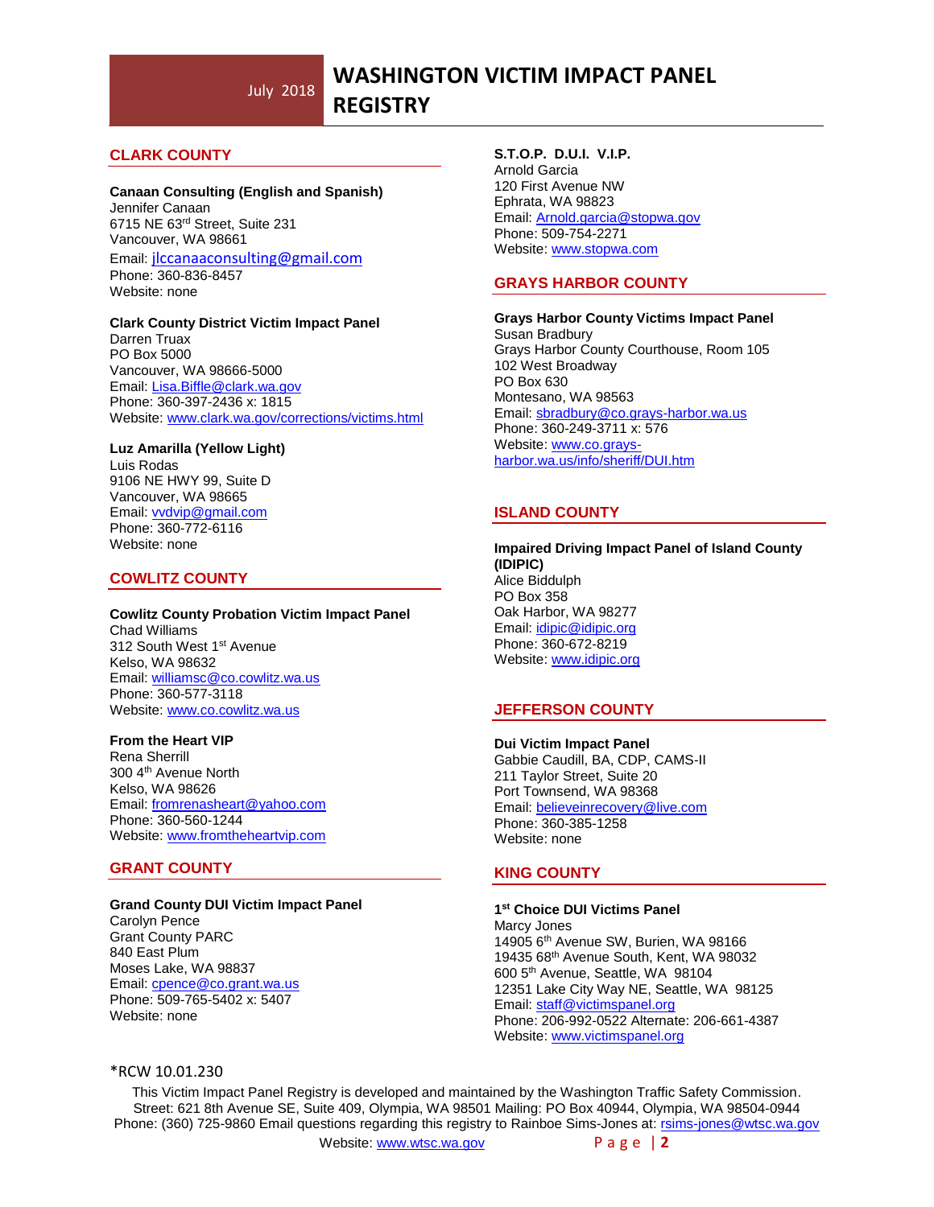## CLARK COUNTY

**Canaan Consulting (English and Spanish)**
Jennifer Canaan
6715 NE 63rd Street, Suite 231
Vancouver, WA 98661
Email: jlccanaaconsulting@gmail.com
Phone: 360-836-8457
Website: none

**Clark County District Victim Impact Panel**
Darren Truax
PO Box 5000
Vancouver, WA 98666-5000
Email: Lisa.Biffle@clark.wa.gov
Phone: 360-397-2436 x: 1815
Website: www.clark.wa.gov/corrections/victims.html

**Luz Amarilla (Yellow Light)**
Luis Rodas
9106 NE HWY 99, Suite D
Vancouver, WA 98665
Email: vvdvip@gmail.com
Phone: 360-772-6116
Website: none

## COWLITZ COUNTY

**Cowlitz County Probation Victim Impact Panel**
Chad Williams
312 South West 1st Avenue
Kelso, WA 98632
Email: williamsc@co.cowlitz.wa.us
Phone: 360-577-3118
Website: www.co.cowlitz.wa.us

**From the Heart VIP**
Rena Sherrill
300 4th Avenue North
Kelso, WA 98626
Email: fromrenasheart@yahoo.com
Phone: 360-560-1244
Website: www.fromtheheartvip.com

## GRANT COUNTY

**Grand County DUI Victim Impact Panel**
Carolyn Pence
Grant County PARC
840 East Plum
Moses Lake, WA 98837
Email: cpence@co.grant.wa.us
Phone: 509-765-5402 x: 5407
Website: none

**S.T.O.P. D.U.I. V.I.P.**
Arnold Garcia
120 First Avenue NW
Ephrata, WA 98823
Email: Arnold.garcia@stopwa.gov
Phone: 509-754-2271
Website: www.stopwa.com

## GRAYS HARBOR COUNTY

**Grays Harbor County Victims Impact Panel**
Susan Bradbury
Grays Harbor County Courthouse, Room 105
102 West Broadway
PO Box 630
Montesano, WA 98563
Email: sbradbury@co.grays-harbor.wa.us
Phone: 360-249-3711 x: 576
Website: www.co.grays-harbor.wa.us/info/sheriff/DUI.htm

## ISLAND COUNTY

**Impaired Driving Impact Panel of Island County (IDIPIC)**
Alice Biddulph
PO Box 358
Oak Harbor, WA 98277
Email: idipic@idipic.org
Phone: 360-672-8219
Website: www.idipic.org

## JEFFERSON COUNTY

**Dui Victim Impact Panel**
Gabbie Caudill, BA, CDP, CAMS-II
211 Taylor Street, Suite 20
Port Townsend, WA 98368
Email: believeinrecovery@live.com
Phone: 360-385-1258
Website: none

## KING COUNTY

**1st Choice DUI Victims Panel**
Marcy Jones
14905 6th Avenue SW, Burien, WA 98166
19435 68th Avenue South, Kent, WA 98032
600 5th Avenue, Seattle, WA 98104
12351 Lake City Way NE, Seattle, WA 98125
Email: staff@victimspanel.org
Phone: 206-992-0522 Alternate: 206-661-4387
Website: www.victimspanel.org

*RCW 10.01.230

This Victim Impact Panel Registry is developed and maintained by the Washington Traffic Safety Commission. Street: 621 8th Avenue SE, Suite 409, Olympia, WA 98501 Mailing: PO Box 40944, Olympia, WA 98504-0944 Phone: (360) 725-9860 Email questions regarding this registry to Rainboe Sims-Jones at: rsims-jones@wtsc.wa.gov
Website: www.wtsc.wa.gov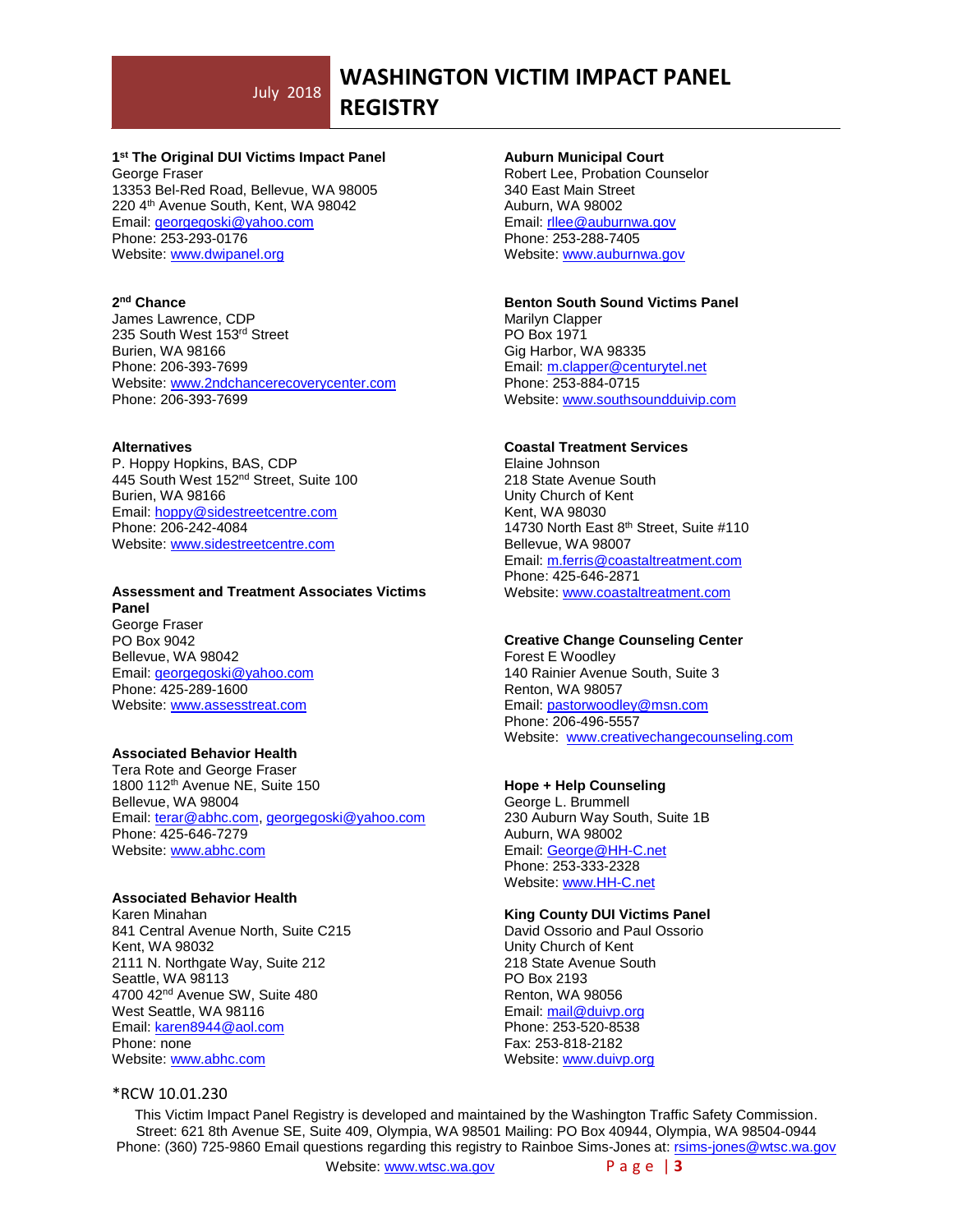### 1st The Original DUI Victims Impact Panel
George Fraser
13353 Bel-Red Road, Bellevue, WA 98005
220 4th Avenue South, Kent, WA 98042
Email: georgegoski@yahoo.com
Phone: 253-293-0176
Website: www.dwipanel.org

### 2nd Chance
James Lawrence, CDP
235 South West 153rd Street
Burien, WA 98166
Phone: 206-393-7699
Website: www.2ndchancerecoverycenter.com
Phone: 206-393-7699

### Alternatives
P. Hoppy Hopkins, BAS, CDP
445 South West 152nd Street, Suite 100
Burien, WA 98166
Email: hoppy@sidestreetcentre.com
Phone: 206-242-4084
Website: www.sidestreetcentre.com

### Assessment and Treatment Associates Victims Panel
George Fraser
PO Box 9042
Bellevue, WA 98042
Email: georgegoski@yahoo.com
Phone: 425-289-1600
Website: www.assesstreat.com

### Associated Behavior Health
Tera Rote and George Fraser
1800 112th Avenue NE, Suite 150
Bellevue, WA 98004
Email: terar@abhc.com, georgegoski@yahoo.com
Phone: 425-646-7279
Website: www.abhc.com

### Associated Behavior Health
Karen Minahan
841 Central Avenue North, Suite C215
Kent, WA 98032
2111 N. Northgate Way, Suite 212
Seattle, WA 98113
4700 42nd Avenue SW, Suite 480
West Seattle, WA 98116
Email: karen8944@aol.com
Phone: none
Website: www.abhc.com

### Auburn Municipal Court
Robert Lee, Probation Counselor
340 East Main Street
Auburn, WA 98002
Email: rllee@auburnwa.gov
Phone: 253-288-7405
Website: www.auburnwa.gov

### Benton South Sound Victims Panel
Marilyn Clapper
PO Box 1971
Gig Harbor, WA 98335
Email: m.clapper@centurytel.net
Phone: 253-884-0715
Website: www.southsoundduivip.com

### Coastal Treatment Services
Elaine Johnson
218 State Avenue South
Unity Church of Kent
Kent, WA 98030
14730 North East 8th Street, Suite #110
Bellevue, WA 98007
Email: m.ferris@coastaltreatment.com
Phone: 425-646-2871
Website: www.coastaltreatment.com

### Creative Change Counseling Center
Forest E Woodley
140 Rainier Avenue South, Suite 3
Renton, WA 98057
Email: pastorwoodley@msn.com
Phone: 206-496-5557
Website: www.creativechangecounseling.com

### Hope + Help Counseling
George L. Brummell
230 Auburn Way South, Suite 1B
Auburn, WA 98002
Email: George@HH-C.net
Phone: 253-333-2328
Website: www.HH-C.net

### King County DUI Victims Panel
David Ossorio and Paul Ossorio
Unity Church of Kent
218 State Avenue South
PO Box 2193
Renton, WA 98056
Email: mail@duivp.org
Phone: 253-520-8538
Fax: 253-818-2182
Website: www.duivp.org

*RCW 10.01.230

This Victim Impact Panel Registry is developed and maintained by the Washington Traffic Safety Commission. Street: 621 8th Avenue SE, Suite 409, Olympia, WA 98501 Mailing: PO Box 40944, Olympia, WA 98504-0944 Phone: (360) 725-9860 Email questions regarding this registry to Rainboe Sims-Jones at: rsims-jones@wtsc.wa.gov
Website: www.wtsc.wa.gov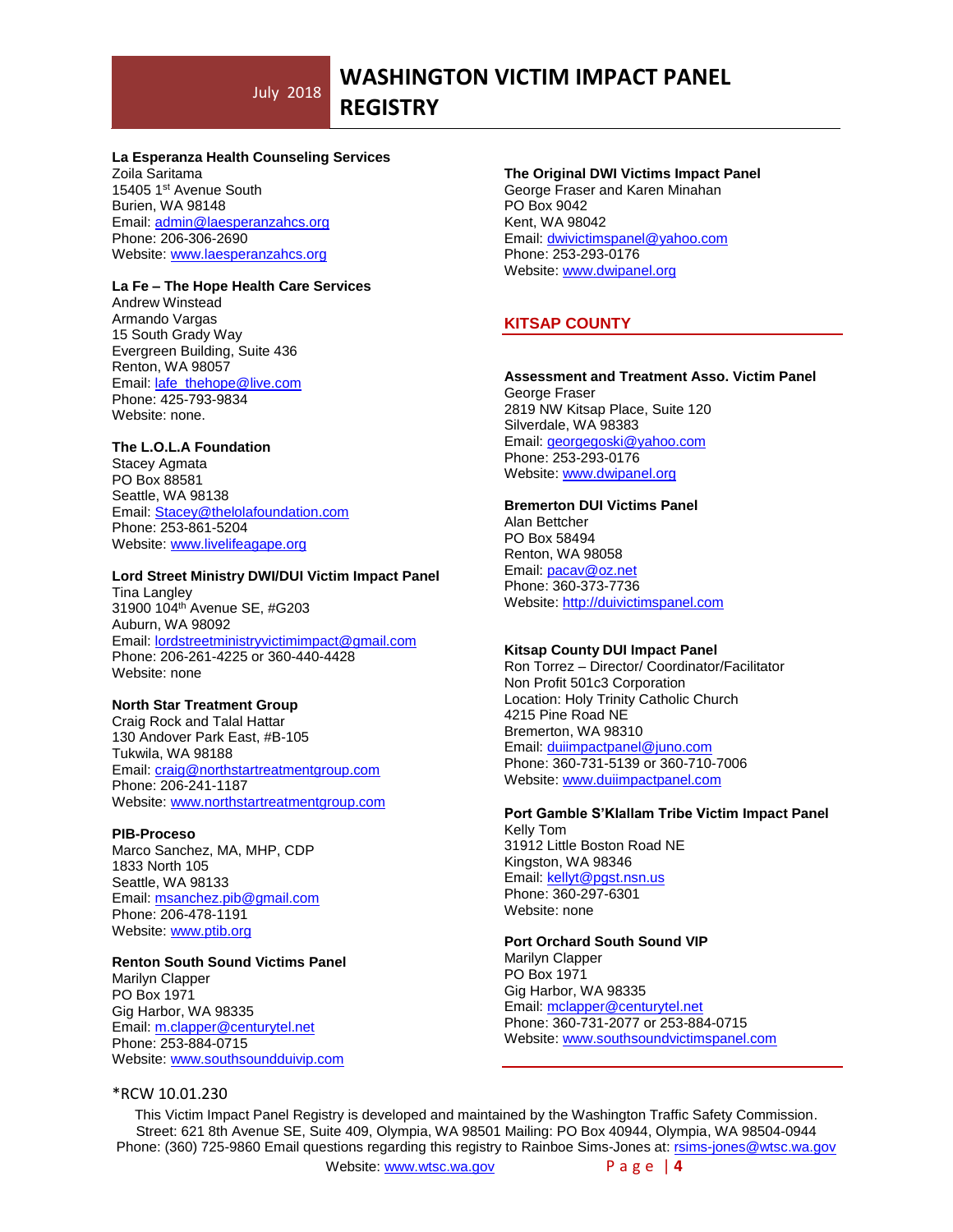**La Esperanza Health Counseling Services**
Zoila Saritama
15405 1st Avenue South
Burien, WA 98148
Email: admin@laesperanzahcs.org
Phone: 206-306-2690
Website: www.laesperanzahcs.org

**La Fe – The Hope Health Care Services**
Andrew Winstead
Armando Vargas
15 South Grady Way
Evergreen Building, Suite 436
Renton, WA 98057
Email: lafe_thehope@live.com
Phone: 425-793-9834
Website: none.

**The L.O.L.A Foundation**
Stacey Agmata
PO Box 88581
Seattle, WA 98138
Email: Stacey@thelolafoundation.com
Phone: 253-861-5204
Website: www.livelifeagape.org

**Lord Street Ministry DWI/DUI Victim Impact Panel**
Tina Langley
31900 104th Avenue SE, #G203
Auburn, WA 98092
Email: lordstreetministryvictimimpact@gmail.com
Phone: 206-261-4225 or 360-440-4428
Website: none

**North Star Treatment Group**
Craig Rock and Talal Hattar
130 Andover Park East, #B-105
Tukwila, WA 98188
Email: craig@northstartreatmentgroup.com
Phone: 206-241-1187
Website: www.northstartreatmentgroup.com

**PIB-Proceso**
Marco Sanchez, MA, MHP, CDP
1833 North 105
Seattle, WA 98133
Email: msanchez.pib@gmail.com
Phone: 206-478-1191
Website: www.ptib.org

**Renton South Sound Victims Panel**
Marilyn Clapper
PO Box 1971
Gig Harbor, WA 98335
Email: m.clapper@centurytel.net
Phone: 253-884-0715
Website: www.southsoundduivip.com

**The Original DWI Victims Impact Panel**
George Fraser and Karen Minahan
PO Box 9042
Kent, WA 98042
Email: dwivictimspanel@yahoo.com
Phone: 253-293-0176
Website: www.dwipanel.org

## KITSAP COUNTY

**Assessment and Treatment Asso. Victim Panel**
George Fraser
2819 NW Kitsap Place, Suite 120
Silverdale, WA 98383
Email: georgegoski@yahoo.com
Phone: 253-293-0176
Website: www.dwipanel.org

**Bremerton DUI Victims Panel**
Alan Bettcher
PO Box 58494
Renton, WA 98058
Email: pacav@oz.net
Phone: 360-373-7736
Website: http://duivictimspanel.com

**Kitsap County DUI Impact Panel**
Ron Torrez – Director/ Coordinator/Facilitator
Non Profit 501c3 Corporation
Location: Holy Trinity Catholic Church
4215 Pine Road NE
Bremerton, WA 98310
Email: duiimpactpanel@juno.com
Phone: 360-731-5139 or 360-710-7006
Website: www.duiimpactpanel.com

**Port Gamble S'Klallam Tribe Victim Impact Panel**
Kelly Tom
31912 Little Boston Road NE
Kingston, WA 98346
Email: kellyt@pgst.nsn.us
Phone: 360-297-6301
Website: none

**Port Orchard South Sound VIP**
Marilyn Clapper
PO Box 1971
Gig Harbor, WA 98335
Email: mclapper@centurytel.net
Phone: 360-731-2077 or 253-884-0715
Website: www.southsoundvictimspanel.com

*RCW 10.01.230

This Victim Impact Panel Registry is developed and maintained by the Washington Traffic Safety Commission. Street: 621 8th Avenue SE, Suite 409, Olympia, WA 98501 Mailing: PO Box 40944, Olympia, WA 98504-0944 Phone: (360) 725-9860 Email questions regarding this registry to Rainboe Sims-Jones at: rsims-jones@wtsc.wa.gov
Website: www.wtsc.wa.gov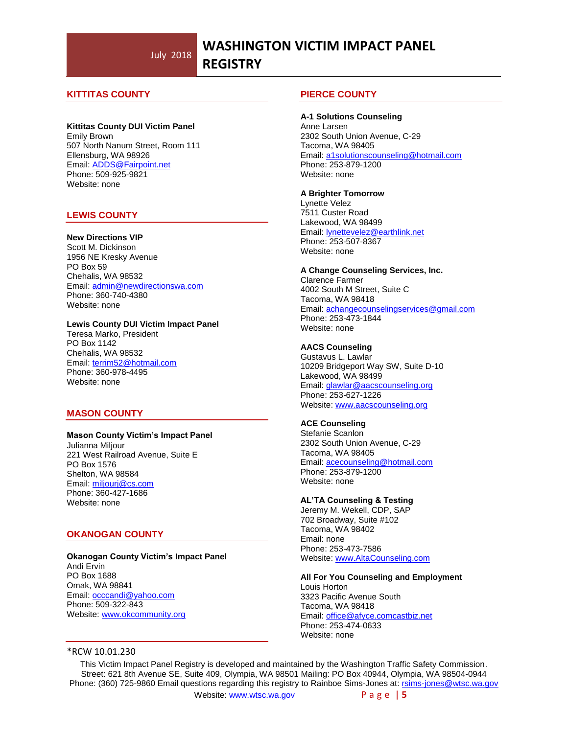## KITTITAS COUNTY

**Kittitas County DUI Victim Panel**
Emily Brown
507 North Nanum Street, Room 111
Ellensburg, WA 98926
Email: ADDS@Fairpoint.net
Phone: 509-925-9821
Website: none

## LEWIS COUNTY

**New Directions VIP**
Scott M. Dickinson
1956 NE Kresky Avenue
PO Box 59
Chehalis, WA 98532
Email: admin@newdirectionswa.com
Phone: 360-740-4380
Website: none

**Lewis County DUI Victim Impact Panel**
Teresa Marko, President
PO Box 1142
Chehalis, WA 98532
Email: terrim52@hotmail.com
Phone: 360-978-4495
Website: none

## MASON COUNTY

**Mason County Victim's Impact Panel**
Julianna Miljour
221 West Railroad Avenue, Suite E
PO Box 1576
Shelton, WA 98584
Email: miljourj@cs.com
Phone: 360-427-1686
Website: none

## OKANOGAN COUNTY

**Okanogan County Victim's Impact Panel**
Andi Ervin
PO Box 1688
Omak, WA 98841
Email: occcandi@yahoo.com
Phone: 509-322-843
Website: www.okcommunity.org

## PIERCE COUNTY

**A-1 Solutions Counseling**
Anne Larsen
2302 South Union Avenue, C-29
Tacoma, WA 98405
Email: a1solutionscounseling@hotmail.com
Phone: 253-879-1200
Website: none

**A Brighter Tomorrow**
Lynette Velez
7511 Custer Road
Lakewood, WA 98499
Email: lynettevelez@earthlink.net
Phone: 253-507-8367
Website: none

**A Change Counseling Services, Inc.**
Clarence Farmer
4002 South M Street, Suite C
Tacoma, WA 98418
Email: achangecounselingservices@gmail.com
Phone: 253-473-1844
Website: none

**AACS Counseling**
Gustavus L. Lawlar
10209 Bridgeport Way SW, Suite D-10
Lakewood, WA 98499
Email: glawlar@aacscounseling.org
Phone: 253-627-1226
Website: www.aacscounseling.org

**ACE Counseling**
Stefanie Scanlon
2302 South Union Avenue, C-29
Tacoma, WA 98405
Email: acecounseling@hotmail.com
Phone: 253-879-1200
Website: none

**AL'TA Counseling & Testing**
Jeremy M. Wekell, CDP, SAP
702 Broadway, Suite #102
Tacoma, WA 98402
Email: none
Phone: 253-473-7586
Website: www.AltaCounseling.com

**All For You Counseling and Employment**
Louis Horton
3323 Pacific Avenue South
Tacoma, WA 98418
Email: office@afyce.comcastbiz.net
Phone: 253-474-0633
Website: none

*RCW 10.01.230

This Victim Impact Panel Registry is developed and maintained by the Washington Traffic Safety Commission. Street: 621 8th Avenue SE, Suite 409, Olympia, WA 98501 Mailing: PO Box 40944, Olympia, WA 98504-0944 Phone: (360) 725-9860 Email questions regarding this registry to Rainboe Sims-Jones at: rsims-jones@wtsc.wa.gov
Website: www.wtsc.wa.gov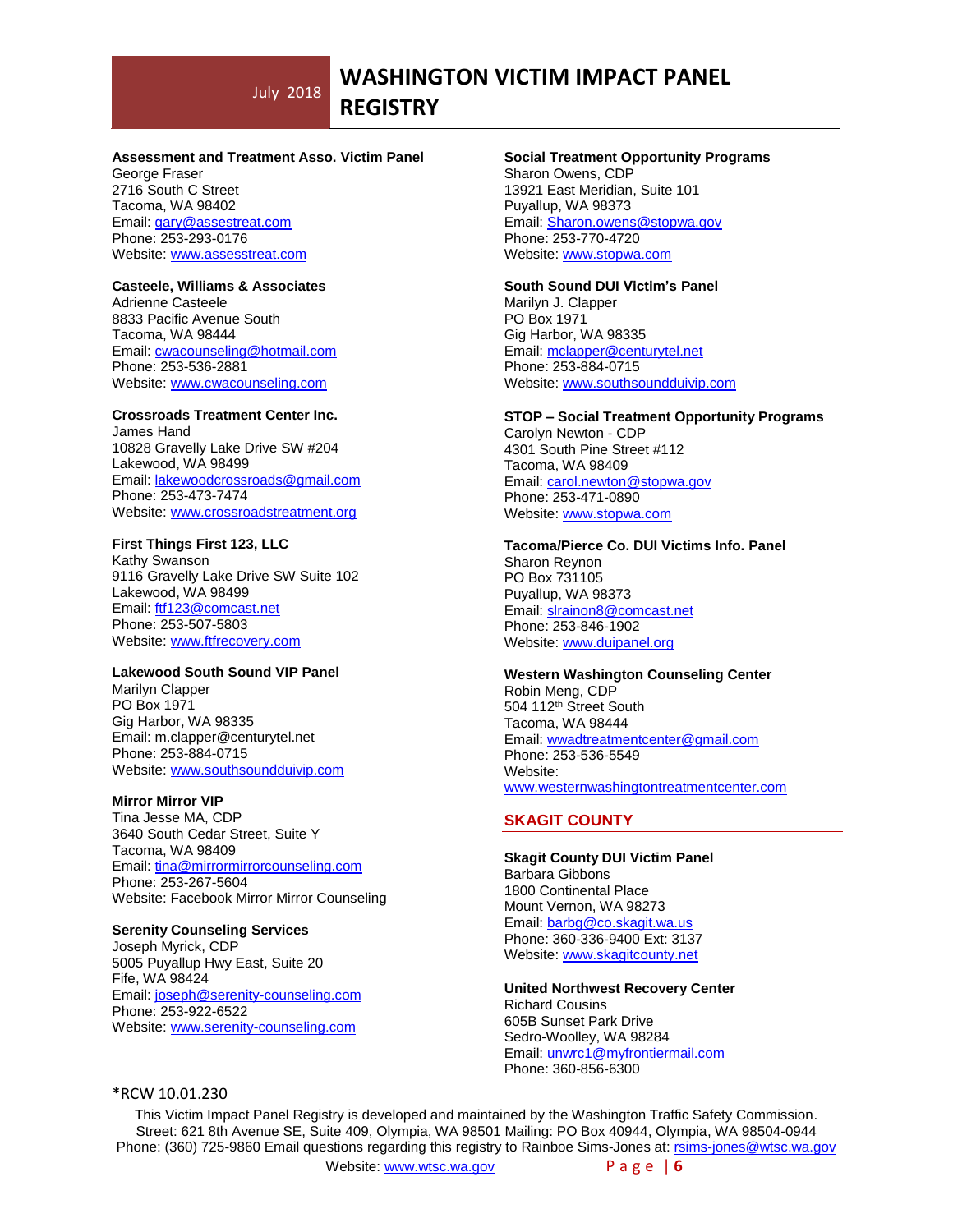**Assessment and Treatment Asso. Victim Panel**
George Fraser
2716 South C Street
Tacoma, WA 98402
Email: gary@assestreat.com
Phone: 253-293-0176
Website: www.assesstreat.com

**Casteele, Williams & Associates**
Adrienne Casteele
8833 Pacific Avenue South
Tacoma, WA 98444
Email: cwacounseling@hotmail.com
Phone: 253-536-2881
Website: www.cwacounseling.com

**Crossroads Treatment Center Inc.**
James Hand
10828 Gravelly Lake Drive SW #204
Lakewood, WA 98499
Email: lakewoodcrossroads@gmail.com
Phone: 253-473-7474
Website: www.crossroadstreatment.org

**First Things First 123, LLC**
Kathy Swanson
9116 Gravelly Lake Drive SW Suite 102
Lakewood, WA 98499
Email: ftf123@comcast.net
Phone: 253-507-5803
Website: www.ftfrecovery.com

**Lakewood South Sound VIP Panel**
Marilyn Clapper
PO Box 1971
Gig Harbor, WA 98335
Email: m.clapper@centurytel.net
Phone: 253-884-0715
Website: www.southsoundduivip.com

**Mirror Mirror VIP**
Tina Jesse MA, CDP
3640 South Cedar Street, Suite Y
Tacoma, WA 98409
Email: tina@mirrormirrorcounseling.com
Phone: 253-267-5604
Website: Facebook Mirror Mirror Counseling

**Serenity Counseling Services**
Joseph Myrick, CDP
5005 Puyallup Hwy East, Suite 20
Fife, WA 98424
Email: joseph@serenity-counseling.com
Phone: 253-922-6522
Website: www.serenity-counseling.com

**Social Treatment Opportunity Programs**
Sharon Owens, CDP
13921 East Meridian, Suite 101
Puyallup, WA 98373
Email: Sharon.owens@stopwa.gov
Phone: 253-770-4720
Website: www.stopwa.com

**South Sound DUI Victim's Panel**
Marilyn J. Clapper
PO Box 1971
Gig Harbor, WA 98335
Email: mclapper@centurytel.net
Phone: 253-884-0715
Website: www.southsoundduivip.com

**STOP – Social Treatment Opportunity Programs**
Carolyn Newton - CDP
4301 South Pine Street #112
Tacoma, WA 98409
Email: carol.newton@stopwa.gov
Phone: 253-471-0890
Website: www.stopwa.com

**Tacoma/Pierce Co. DUI Victims Info. Panel**
Sharon Reynon
PO Box 731105
Puyallup, WA 98373
Email: slrainon8@comcast.net
Phone: 253-846-1902
Website: www.duipanel.org

**Western Washington Counseling Center**
Robin Meng, CDP
504 112th Street South
Tacoma, WA 98444
Email: wwadtreatmentcenter@gmail.com
Phone: 253-536-5549
Website:
www.westernwashingtontreatmentcenter.com

## SKAGIT COUNTY

**Skagit County DUI Victim Panel**
Barbara Gibbons
1800 Continental Place
Mount Vernon, WA 98273
Email: barbg@co.skagit.wa.us
Phone: 360-336-9400 Ext: 3137
Website: www.skagitcounty.net

**United Northwest Recovery Center**
Richard Cousins
605B Sunset Park Drive
Sedro-Woolley, WA 98284
Email: unwrc1@myfrontiermail.com
Phone: 360-856-6300

*RCW 10.01.230

This Victim Impact Panel Registry is developed and maintained by the Washington Traffic Safety Commission. Street: 621 8th Avenue SE, Suite 409, Olympia, WA 98501 Mailing: PO Box 40944, Olympia, WA 98504-0944 Phone: (360) 725-9860 Email questions regarding this registry to Rainboe Sims-Jones at: rsims-jones@wtsc.wa.gov
Website: www.wtsc.wa.gov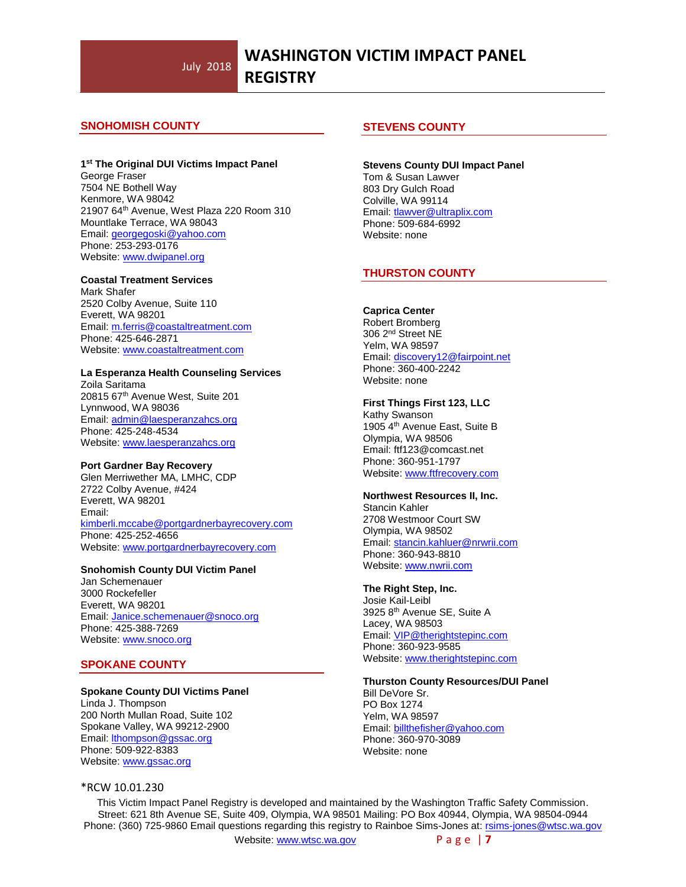## SNOHOMISH COUNTY

**1st The Original DUI Victims Impact Panel**
George Fraser
7504 NE Bothell Way
Kenmore, WA 98042
21907 64th Avenue, West Plaza 220 Room 310
Mountlake Terrace, WA 98043
Email: georgegoski@yahoo.com
Phone: 253-293-0176
Website: www.dwipanel.org

**Coastal Treatment Services**
Mark Shafer
2520 Colby Avenue, Suite 110
Everett, WA 98201
Email: m.ferris@coastaltreatment.com
Phone: 425-646-2871
Website: www.coastaltreatment.com

**La Esperanza Health Counseling Services**
Zoila Saritama
20815 67th Avenue West, Suite 201
Lynnwood, WA 98036
Email: admin@laesperanzahcs.org
Phone: 425-248-4534
Website: www.laesperanzahcs.org

**Port Gardner Bay Recovery**
Glen Merriwether MA, LMHC, CDP
2722 Colby Avenue, #424
Everett, WA 98201
Email:
kimberli.mccabe@portgardnerbayrecovery.com
Phone: 425-252-4656
Website: www.portgardnerbayrecovery.com

**Snohomish County DUI Victim Panel**
Jan Schemenauer
3000 Rockefeller
Everett, WA 98201
Email: Janice.schemenauer@snoco.org
Phone: 425-388-7269
Website: www.snoco.org

## SPOKANE COUNTY

**Spokane County DUI Victims Panel**
Linda J. Thompson
200 North Mullan Road, Suite 102
Spokane Valley, WA 99212-2900
Email: lthompson@gssac.org
Phone: 509-922-8383
Website: www.gssac.org

## STEVENS COUNTY

**Stevens County DUI Impact Panel**
Tom & Susan Lawver
803 Dry Gulch Road
Colville, WA 99114
Email: tlawver@ultraplix.com
Phone: 509-684-6992
Website: none

## THURSTON COUNTY

**Caprica Center**
Robert Bromberg
306 2nd Street NE
Yelm, WA 98597
Email: discovery12@fairpoint.net
Phone: 360-400-2242
Website: none

**First Things First 123, LLC**
Kathy Swanson
1905 4th Avenue East, Suite B
Olympia, WA 98506
Email: ftf123@comcast.net
Phone: 360-951-1797
Website: www.ftfrecovery.com

**Northwest Resources II, Inc.**
Stancin Kahler
2708 Westmoor Court SW
Olympia, WA 98502
Email: stancin.kahluer@nrwrii.com
Phone: 360-943-8810
Website: www.nwrii.com

**The Right Step, Inc.**
Josie Kail-Leibl
3925 8th Avenue SE, Suite A
Lacey, WA 98503
Email: VIP@therightstepinc.com
Phone: 360-923-9585
Website: www.therightstepinc.com

**Thurston County Resources/DUI Panel**
Bill DeVore Sr.
PO Box 1274
Yelm, WA 98597
Email: billthefisher@yahoo.com
Phone: 360-970-3089
Website: none

*RCW 10.01.230

This Victim Impact Panel Registry is developed and maintained by the Washington Traffic Safety Commission. Street: 621 8th Avenue SE, Suite 409, Olympia, WA 98501 Mailing: PO Box 40944, Olympia, WA 98504-0944 Phone: (360) 725-9860 Email questions regarding this registry to Rainboe Sims-Jones at: rsims-jones@wtsc.wa.gov Website: www.wtsc.wa.gov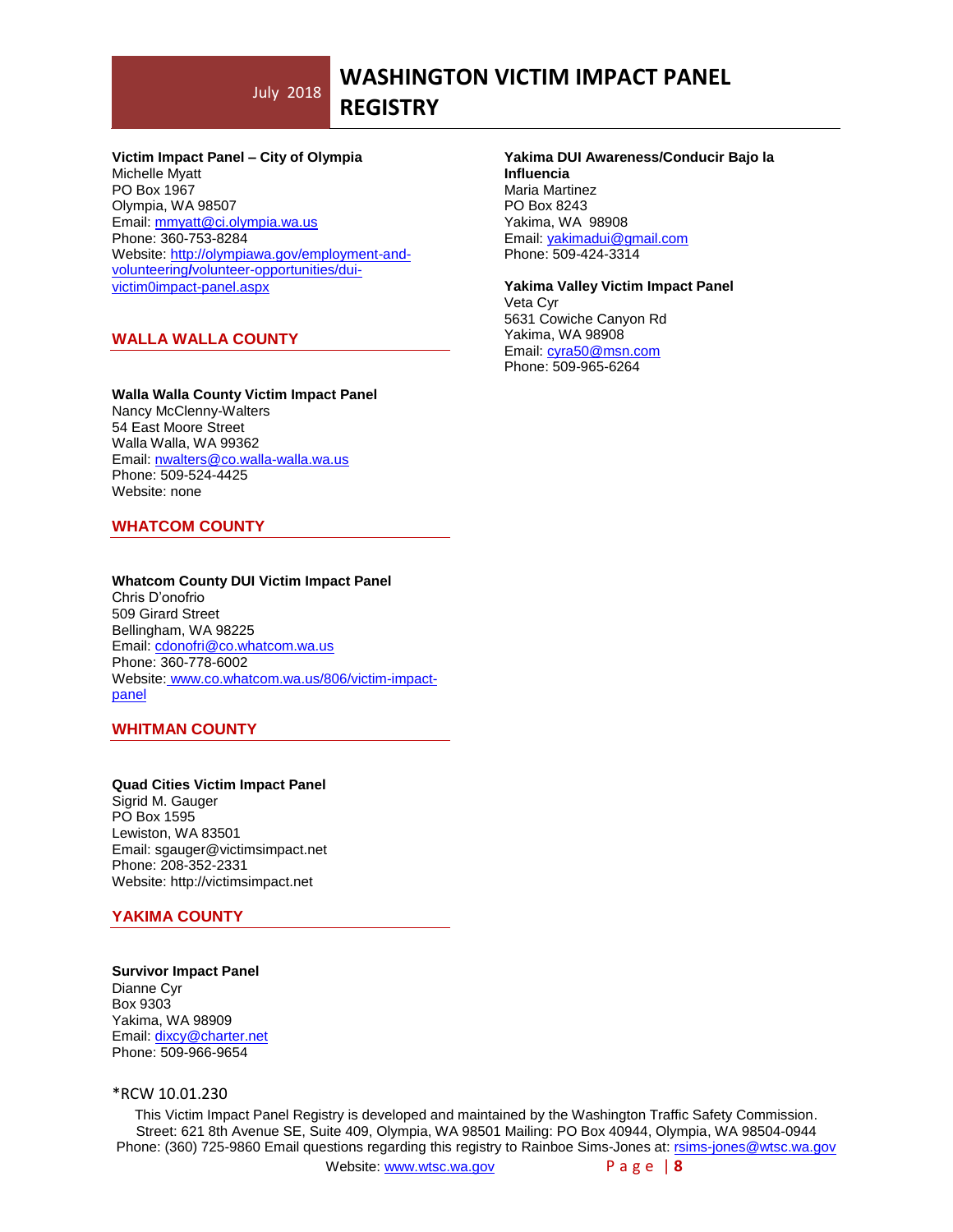**Victim Impact Panel – City of Olympia**
Michelle Myatt
PO Box 1967
Olympia, WA 98507
Email: mmyatt@ci.olympia.wa.us
Phone: 360-753-8284
Website: http://olympiawa.gov/employment-and-volunteering/volunteer-opportunities/dui-victim0impact-panel.aspx

## WALLA WALLA COUNTY

**Walla Walla County Victim Impact Panel**
Nancy McClenny-Walters
54 East Moore Street
Walla Walla, WA 99362
Email: nwalters@co.walla-walla.wa.us
Phone: 509-524-4425
Website: none

## WHATCOM COUNTY

**Whatcom County DUI Victim Impact Panel**
Chris D'onofrio
509 Girard Street
Bellingham, WA 98225
Email: cdonofri@co.whatcom.wa.us
Phone: 360-778-6002
Website: www.co.whatcom.wa.us/806/victim-impact-panel

## WHITMAN COUNTY

**Quad Cities Victim Impact Panel**
Sigrid M. Gauger
PO Box 1595
Lewiston, WA 83501
Email: sgauger@victimsimpact.net
Phone: 208-352-2331
Website: http://victimsimpact.net

## YAKIMA COUNTY

**Survivor Impact Panel**
Dianne Cyr
Box 9303
Yakima, WA 98909
Email: dixcy@charter.net
Phone: 509-966-9654

**Yakima DUI Awareness/Conducir Bajo la Influencia**
Maria Martinez
PO Box 8243
Yakima, WA 98908
Email: yakimadui@gmail.com
Phone: 509-424-3314

**Yakima Valley Victim Impact Panel**
Veta Cyr
5631 Cowiche Canyon Rd
Yakima, WA 98908
Email: cyra50@msn.com
Phone: 509-965-6264

*RCW 10.01.230

This Victim Impact Panel Registry is developed and maintained by the Washington Traffic Safety Commission. Street: 621 8th Avenue SE, Suite 409, Olympia, WA 98501 Mailing: PO Box 40944, Olympia, WA 98504-0944 Phone: (360) 725-9860 Email questions regarding this registry to Rainboe Sims-Jones at: rsims-jones@wtsc.wa.gov

Website: www.wtsc.wa.gov